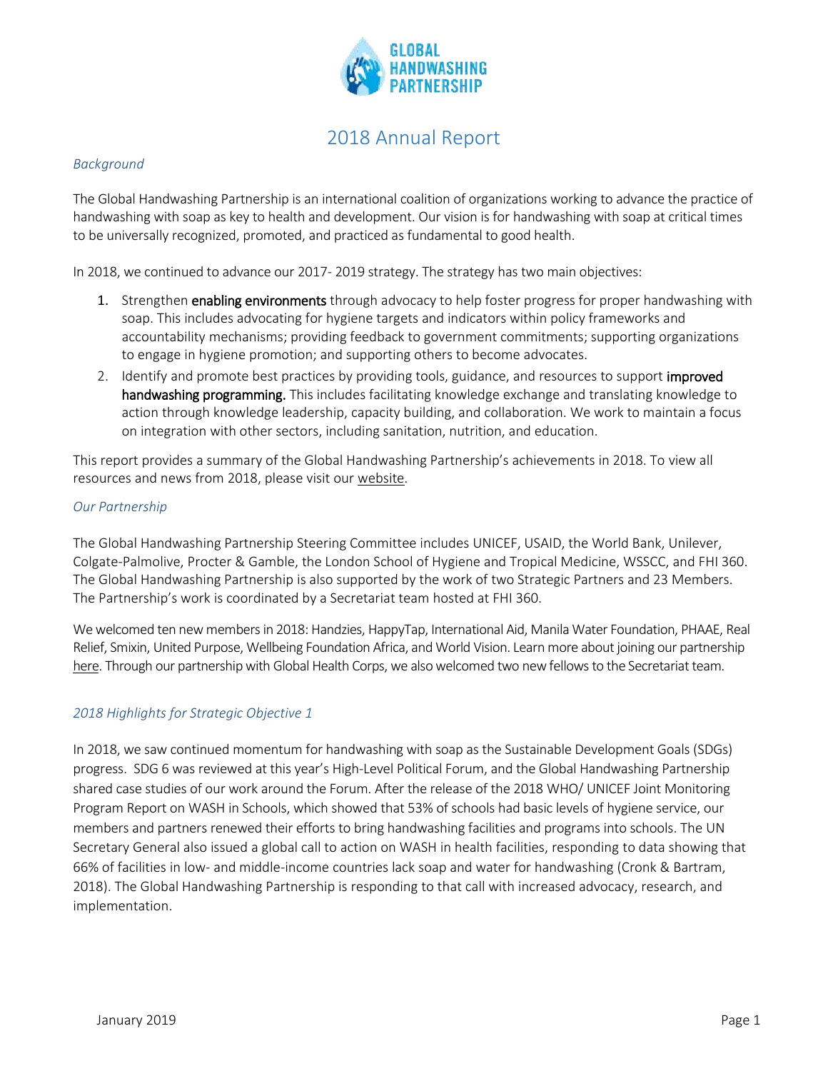# 2018 Annual Report

*Background*

The Global Handwashing Partnership is an international coalition of organizations working to advance the practice of handwashing with soap as key to health and development. Our vision is for handwashing with soap at critical times to be universally recognized, promoted, and practiced as fundamental to good health.

In 2018, we continued to advance our 2017- 2019 strategy. The strategy has two main objectives:

1. Strengthen **enabling environments** through advocacy to help foster progress for proper handwashing with soap. This includes advocating for hygiene targets and indicators within policy frameworks and accountability mechanisms; providing feedback to government commitments; supporting organizations to engage in hygiene promotion; and supporting others to become advocates.
2. Identify and promote best practices by providing tools, guidance, and resources to support **improved handwashing programming.** This includes facilitating knowledge exchange and translating knowledge to action through knowledge leadership, capacity building, and collaboration. We work to maintain a focus on integration with other sectors, including sanitation, nutrition, and education.

This report provides a summary of the Global Handwashing Partnership's achievements in 2018. To view all resources and news from 2018, please visit our website.

*Our Partnership*

The Global Handwashing Partnership Steering Committee includes UNICEF, USAID, the World Bank, Unilever, Colgate-Palmolive, Procter & Gamble, the London School of Hygiene and Tropical Medicine, WSSCC, and FHI 360. The Global Handwashing Partnership is also supported by the work of two Strategic Partners and 23 Members. The Partnership's work is coordinated by a Secretariat team hosted at FHI 360.

We welcomed ten new members in 2018: Handzies, HappyTap, International Aid, Manila Water Foundation, PHAAE, Real Relief, Smixin, United Purpose, Wellbeing Foundation Africa, and World Vision. Learn more about joining our partnership here. Through our partnership with Global Health Corps, we also welcomed two new fellows to the Secretariat team.

*2018 Highlights for Strategic Objective 1*

In 2018, we saw continued momentum for handwashing with soap as the Sustainable Development Goals (SDGs) progress. SDG 6 was reviewed at this year's High-Level Political Forum, and the Global Handwashing Partnership shared case studies of our work around the Forum. After the release of the 2018 WHO/ UNICEF Joint Monitoring Program Report on WASH in Schools, which showed that 53% of schools had basic levels of hygiene service, our members and partners renewed their efforts to bring handwashing facilities and programs into schools. The UN Secretary General also issued a global call to action on WASH in health facilities, responding to data showing that 66% of facilities in low- and middle-income countries lack soap and water for handwashing (Cronk & Bartram, 2018). The Global Handwashing Partnership is responding to that call with increased advocacy, research, and implementation.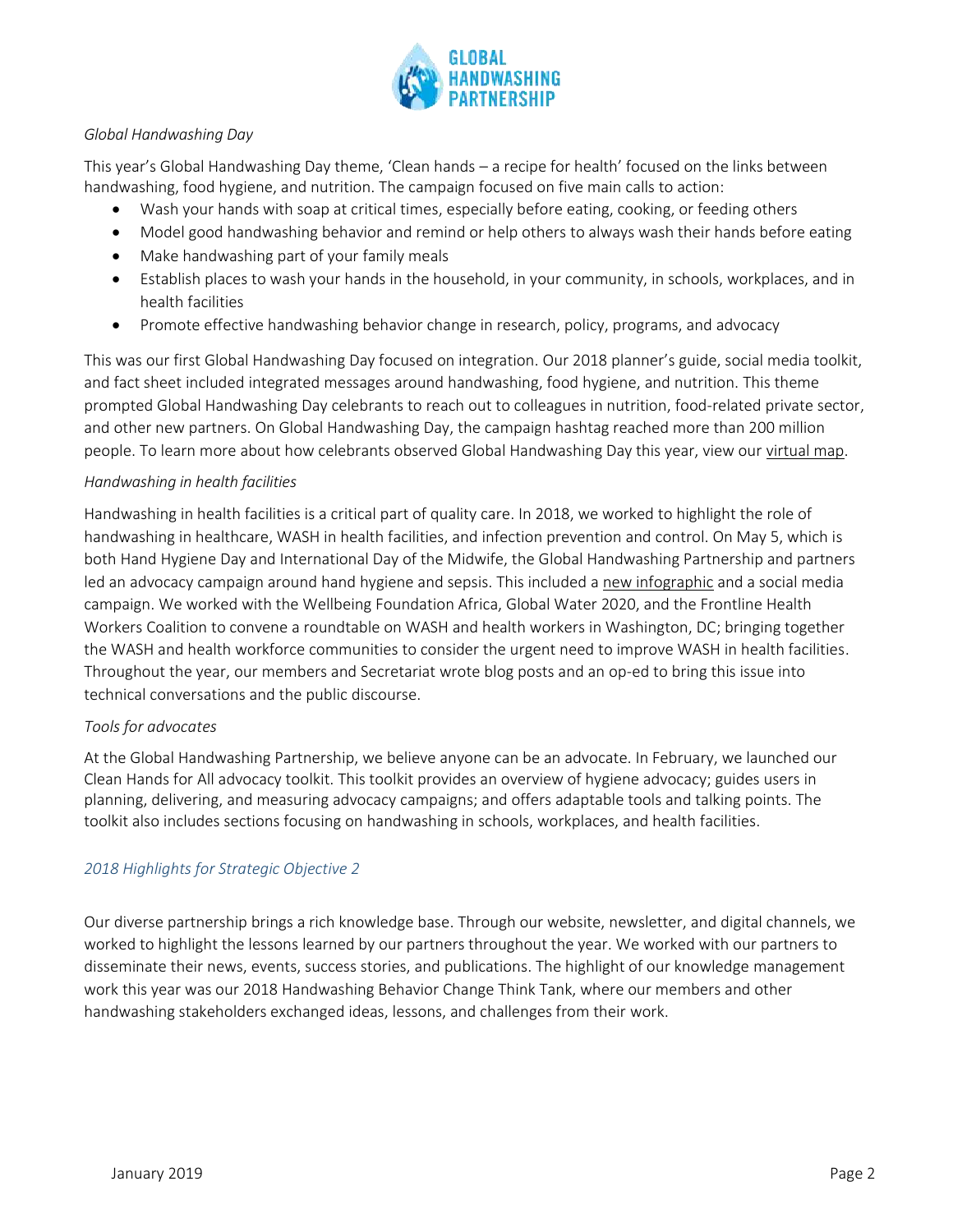*Global Handwashing Day*

This year's Global Handwashing Day theme, 'Clean hands – a recipe for health' focused on the links between handwashing, food hygiene, and nutrition. The campaign focused on five main calls to action:

- Wash your hands with soap at critical times, especially before eating, cooking, or feeding others
- Model good handwashing behavior and remind or help others to always wash their hands before eating
- Make handwashing part of your family meals
- Establish places to wash your hands in the household, in your community, in schools, workplaces, and in health facilities
- Promote effective handwashing behavior change in research, policy, programs, and advocacy

This was our first Global Handwashing Day focused on integration. Our 2018 planner's guide, social media toolkit, and fact sheet included integrated messages around handwashing, food hygiene, and nutrition. This theme prompted Global Handwashing Day celebrants to reach out to colleagues in nutrition, food-related private sector, and other new partners. On Global Handwashing Day, the campaign hashtag reached more than 200 million people. To learn more about how celebrants observed Global Handwashing Day this year, view our virtual map.

*Handwashing in health facilities*

Handwashing in health facilities is a critical part of quality care. In 2018, we worked to highlight the role of handwashing in healthcare, WASH in health facilities, and infection prevention and control. On May 5, which is both Hand Hygiene Day and International Day of the Midwife, the Global Handwashing Partnership and partners led an advocacy campaign around hand hygiene and sepsis. This included a new infographic and a social media campaign. We worked with the Wellbeing Foundation Africa, Global Water 2020, and the Frontline Health Workers Coalition to convene a roundtable on WASH and health workers in Washington, DC; bringing together the WASH and health workforce communities to consider the urgent need to improve WASH in health facilities. Throughout the year, our members and Secretariat wrote blog posts and an op-ed to bring this issue into technical conversations and the public discourse.

*Tools for advocates*

At the Global Handwashing Partnership, we believe anyone can be an advocate. In February, we launched our Clean Hands for All advocacy toolkit. This toolkit provides an overview of hygiene advocacy; guides users in planning, delivering, and measuring advocacy campaigns; and offers adaptable tools and talking points. The toolkit also includes sections focusing on handwashing in schools, workplaces, and health facilities.

### *2018 Highlights for Strategic Objective 2*

Our diverse partnership brings a rich knowledge base. Through our website, newsletter, and digital channels, we worked to highlight the lessons learned by our partners throughout the year. We worked with our partners to disseminate their news, events, success stories, and publications. The highlight of our knowledge management work this year was our 2018 Handwashing Behavior Change Think Tank, where our members and other handwashing stakeholders exchanged ideas, lessons, and challenges from their work.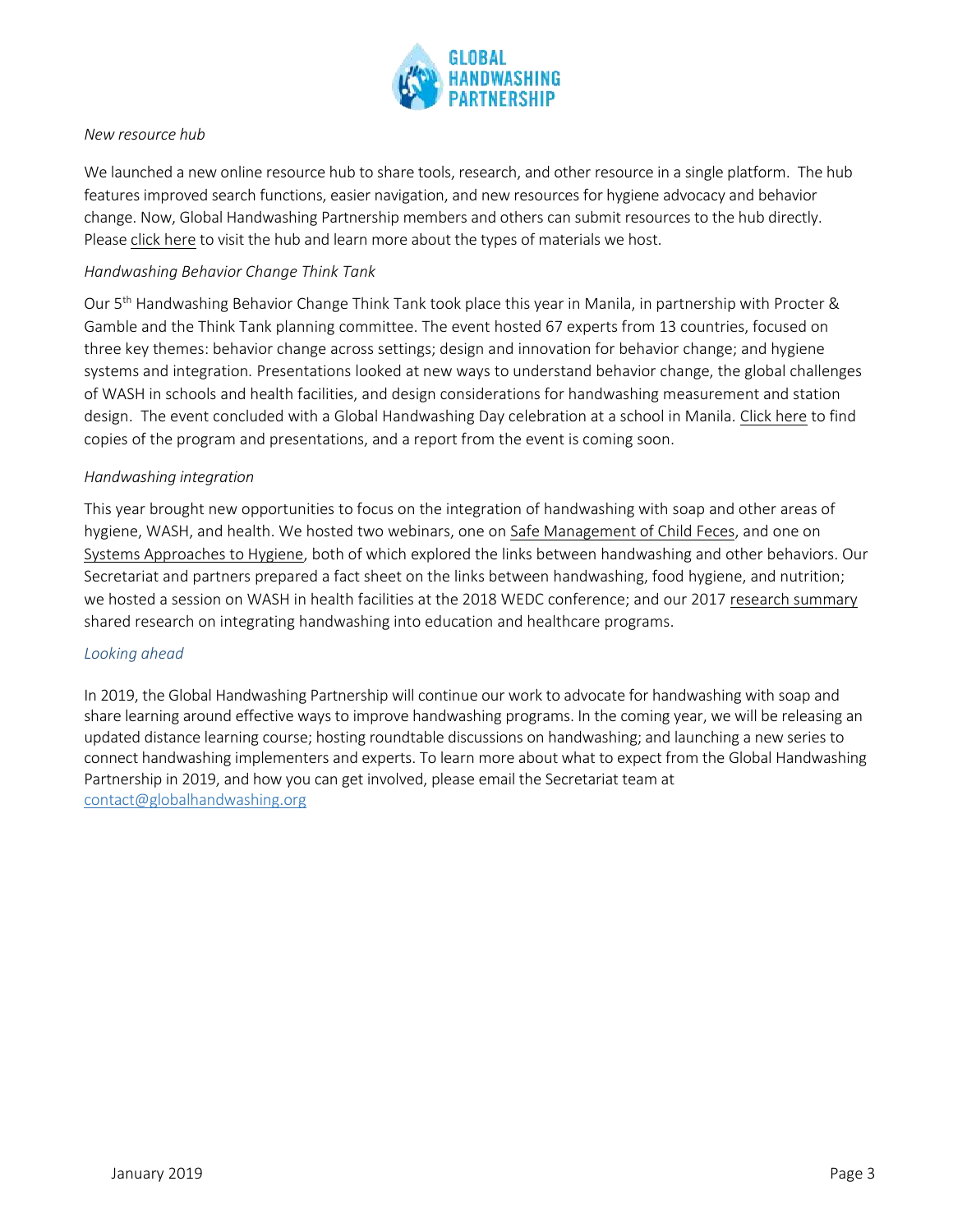*New resource hub*

We launched a new online resource hub to share tools, research, and other resource in a single platform. The hub features improved search functions, easier navigation, and new resources for hygiene advocacy and behavior change. Now, Global Handwashing Partnership members and others can submit resources to the hub directly. Please click here to visit the hub and learn more about the types of materials we host.

*Handwashing Behavior Change Think Tank*

Our 5th Handwashing Behavior Change Think Tank took place this year in Manila, in partnership with Procter & Gamble and the Think Tank planning committee. The event hosted 67 experts from 13 countries, focused on three key themes: behavior change across settings; design and innovation for behavior change; and hygiene systems and integration. Presentations looked at new ways to understand behavior change, the global challenges of WASH in schools and health facilities, and design considerations for handwashing measurement and station design. The event concluded with a Global Handwashing Day celebration at a school in Manila. Click here to find copies of the program and presentations, and a report from the event is coming soon.

*Handwashing integration*

This year brought new opportunities to focus on the integration of handwashing with soap and other areas of hygiene, WASH, and health. We hosted two webinars, one on Safe Management of Child Feces, and one on Systems Approaches to Hygiene, both of which explored the links between handwashing and other behaviors. Our Secretariat and partners prepared a fact sheet on the links between handwashing, food hygiene, and nutrition; we hosted a session on WASH in health facilities at the 2018 WEDC conference; and our 2017 research summary shared research on integrating handwashing into education and healthcare programs.

*Looking ahead*

In 2019, the Global Handwashing Partnership will continue our work to advocate for handwashing with soap and share learning around effective ways to improve handwashing programs. In the coming year, we will be releasing an updated distance learning course; hosting roundtable discussions on handwashing; and launching a new series to connect handwashing implementers and experts. To learn more about what to expect from the Global Handwashing Partnership in 2019, and how you can get involved, please email the Secretariat team at contact@globalhandwashing.org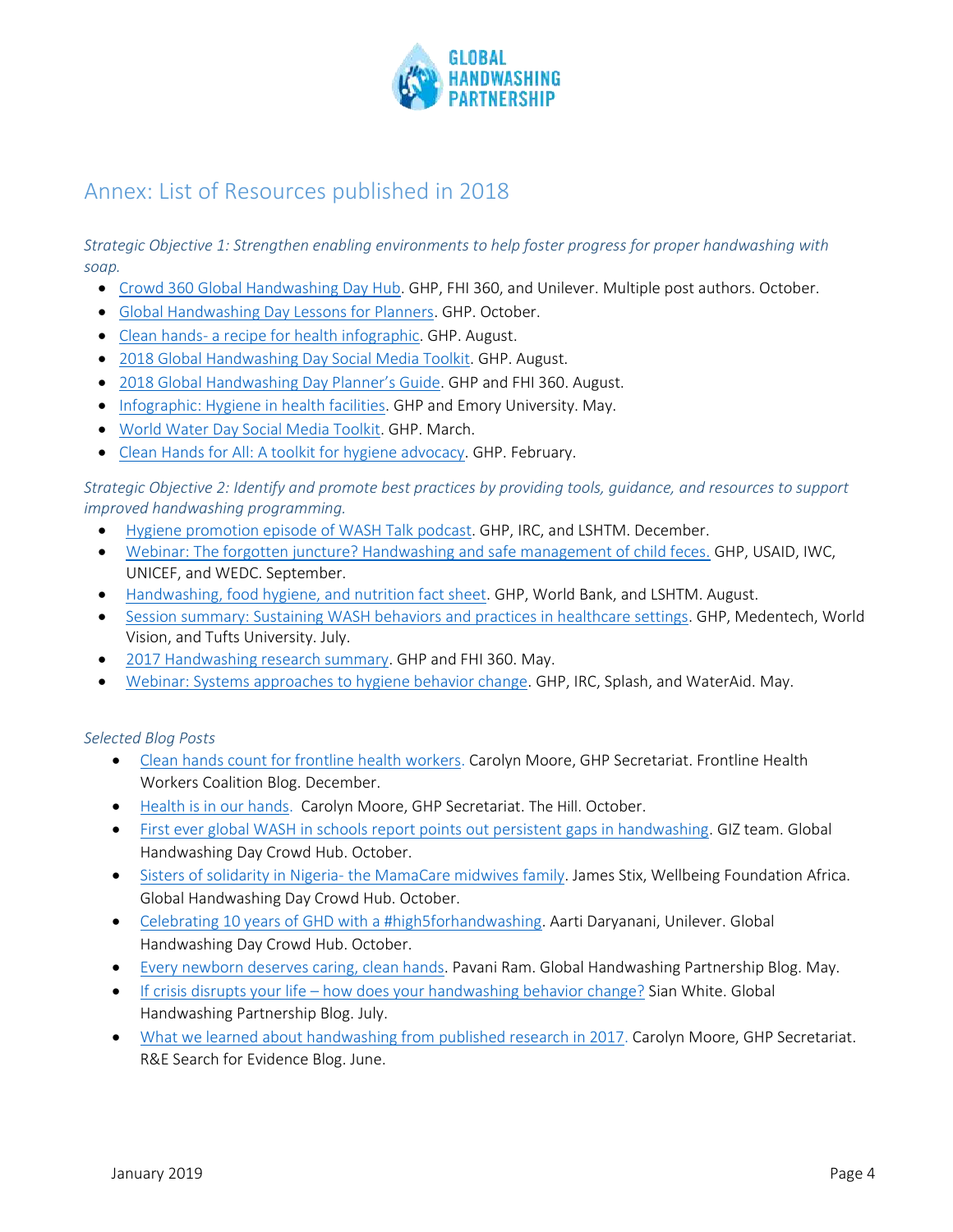## Annex: List of Resources published in 2018

*Strategic Objective 1: Strengthen enabling environments to help foster progress for proper handwashing with soap.*

- Crowd 360 Global Handwashing Day Hub. GHP, FHI 360, and Unilever. Multiple post authors. October.
- Global Handwashing Day Lessons for Planners. GHP. October.
- Clean hands- a recipe for health infographic. GHP. August.
- 2018 Global Handwashing Day Social Media Toolkit. GHP. August.
- 2018 Global Handwashing Day Planner's Guide. GHP and FHI 360. August.
- Infographic: Hygiene in health facilities. GHP and Emory University. May.
- World Water Day Social Media Toolkit. GHP. March.
- Clean Hands for All: A toolkit for hygiene advocacy. GHP. February.

*Strategic Objective 2: Identify and promote best practices by providing tools, guidance, and resources to support improved handwashing programming.*

- Hygiene promotion episode of WASH Talk podcast. GHP, IRC, and LSHTM. December.
- Webinar: The forgotten juncture? Handwashing and safe management of child feces. GHP, USAID, IWC, UNICEF, and WEDC. September.
- Handwashing, food hygiene, and nutrition fact sheet. GHP, World Bank, and LSHTM. August.
- Session summary: Sustaining WASH behaviors and practices in healthcare settings. GHP, Medentech, World Vision, and Tufts University. July.
- 2017 Handwashing research summary. GHP and FHI 360. May.
- Webinar: Systems approaches to hygiene behavior change. GHP, IRC, Splash, and WaterAid. May.

*Selected Blog Posts*

- Clean hands count for frontline health workers. Carolyn Moore, GHP Secretariat. Frontline Health Workers Coalition Blog. December.
- Health is in our hands. Carolyn Moore, GHP Secretariat. The Hill. October.
- First ever global WASH in schools report points out persistent gaps in handwashing. GIZ team. Global Handwashing Day Crowd Hub. October.
- Sisters of solidarity in Nigeria- the MamaCare midwives family. James Stix, Wellbeing Foundation Africa. Global Handwashing Day Crowd Hub. October.
- Celebrating 10 years of GHD with a #high5forhandwashing. Aarti Daryanani, Unilever. Global Handwashing Day Crowd Hub. October.
- Every newborn deserves caring, clean hands. Pavani Ram. Global Handwashing Partnership Blog. May.
- If crisis disrupts your life – how does your handwashing behavior change? Sian White. Global Handwashing Partnership Blog. July.
- What we learned about handwashing from published research in 2017. Carolyn Moore, GHP Secretariat. R&E Search for Evidence Blog. June.

January 2019